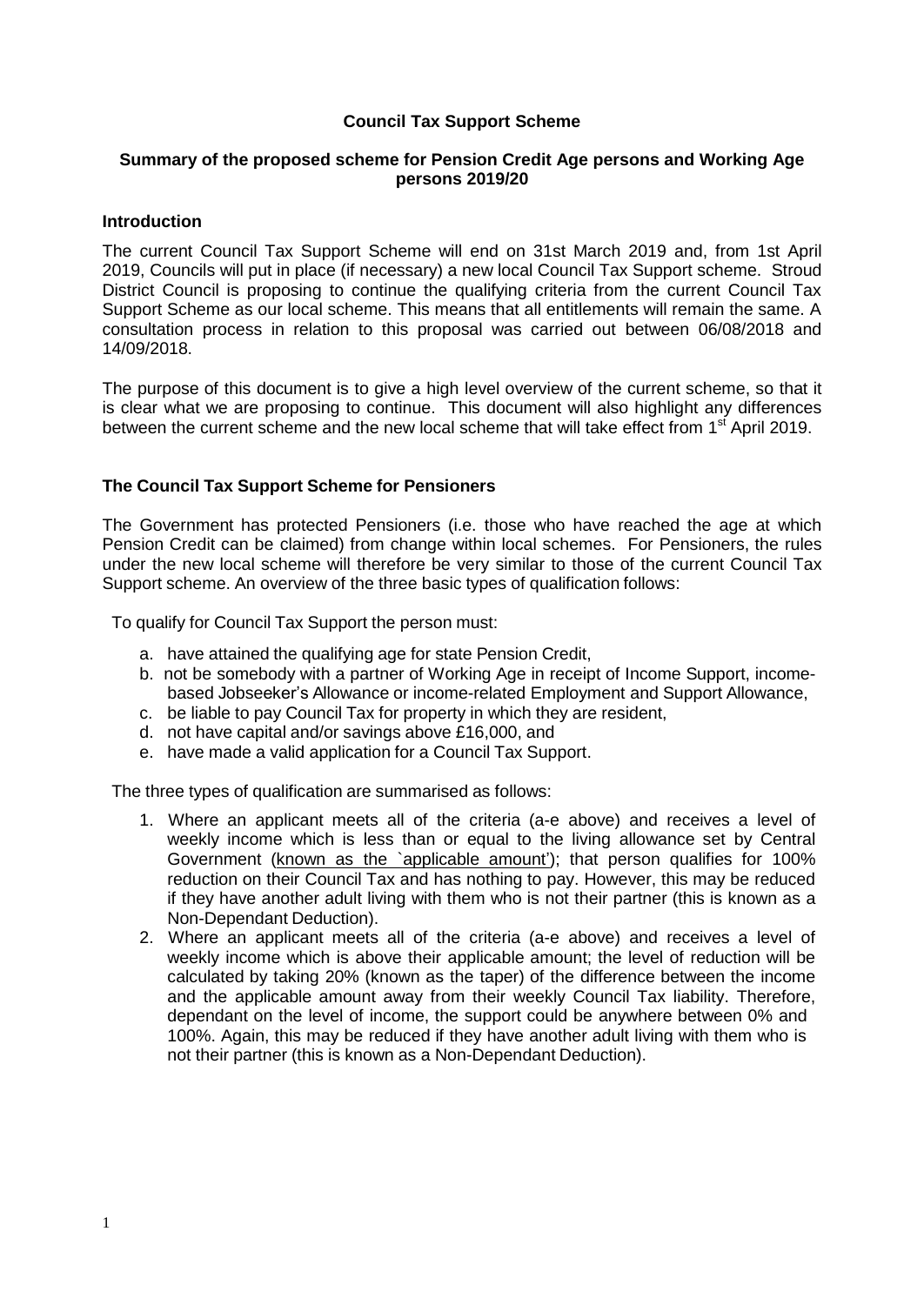# Council Tax Support Scheme

## Summary of the proposed scheme for Pension Credit Age persons and Working Age persons 2019/20

### Introduction

The current Council Tax Support Scheme will end on 31st March 2019 and, from 1st April 2019, Councils will put in place (if necessary) a new local Council Tax Support scheme. Stroud District Council is proposing to continue the qualifying criteria from the current Council Tax Support Scheme as our local scheme. This means that all entitlements will remain the same. A consultation process in relation to this proposal was carried out between 06/08/2018 and 14/09/2018.

The purpose of this document is to give a high level overview of the current scheme, so that it is clear what we are proposing to continue. This document will also highlight any differences between the current scheme and the new local scheme that will take effect from 1st April 2019.

### The Council Tax Support Scheme for Pensioners

The Government has protected Pensioners (i.e. those who have reached the age at which Pension Credit can be claimed) from change within local schemes. For Pensioners, the rules under the new local scheme will therefore be very similar to those of the current Council Tax Support scheme. An overview of the three basic types of qualification follows:

To qualify for Council Tax Support the person must:

a. have attained the qualifying age for state Pension Credit,
b. not be somebody with a partner of Working Age in receipt of Income Support, income-based Jobseeker's Allowance or income-related Employment and Support Allowance,
c. be liable to pay Council Tax for property in which they are resident,
d. not have capital and/or savings above £16,000, and
e. have made a valid application for a Council Tax Support.

The three types of qualification are summarised as follows:

1. Where an applicant meets all of the criteria (a-e above) and receives a level of weekly income which is less than or equal to the living allowance set by Central Government (known as the `applicable amount'); that person qualifies for 100% reduction on their Council Tax and has nothing to pay. However, this may be reduced if they have another adult living with them who is not their partner (this is known as a Non-Dependant Deduction).
2. Where an applicant meets all of the criteria (a-e above) and receives a level of weekly income which is above their applicable amount; the level of reduction will be calculated by taking 20% (known as the taper) of the difference between the income and the applicable amount away from their weekly Council Tax liability. Therefore, dependant on the level of income, the support could be anywhere between 0% and 100%. Again, this may be reduced if they have another adult living with them who is not their partner (this is known as a Non-Dependant Deduction).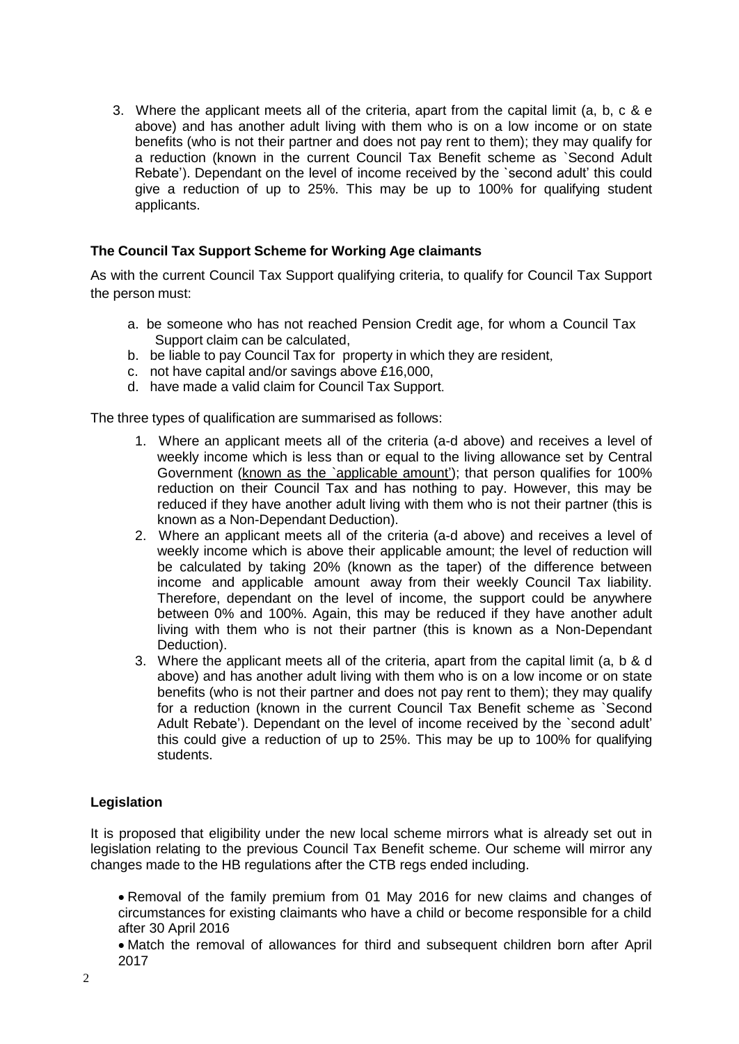3. Where the applicant meets all of the criteria, apart from the capital limit (a, b, c & e above) and has another adult living with them who is on a low income or on state benefits (who is not their partner and does not pay rent to them); they may qualify for a reduction (known in the current Council Tax Benefit scheme as `Second Adult Rebate'). Dependant on the level of income received by the `second adult' this could give a reduction of up to 25%. This may be up to 100% for qualifying student applicants.

### The Council Tax Support Scheme for Working Age claimants

As with the current Council Tax Support qualifying criteria, to qualify for Council Tax Support the person must:

a. be someone who has not reached Pension Credit age, for whom a Council Tax Support claim can be calculated,
b. be liable to pay Council Tax for property in which they are resident,
c. not have capital and/or savings above £16,000,
d. have made a valid claim for Council Tax Support.

The three types of qualification are summarised as follows:

1. Where an applicant meets all of the criteria (a-d above) and receives a level of weekly income which is less than or equal to the living allowance set by Central Government (known as the `applicable amount'); that person qualifies for 100% reduction on their Council Tax and has nothing to pay. However, this may be reduced if they have another adult living with them who is not their partner (this is known as a Non-Dependant Deduction).
2. Where an applicant meets all of the criteria (a-d above) and receives a level of weekly income which is above their applicable amount; the level of reduction will be calculated by taking 20% (known as the taper) of the difference between income and applicable amount away from their weekly Council Tax liability. Therefore, dependant on the level of income, the support could be anywhere between 0% and 100%. Again, this may be reduced if they have another adult living with them who is not their partner (this is known as a Non-Dependant Deduction).
3. Where the applicant meets all of the criteria, apart from the capital limit (a, b & d above) and has another adult living with them who is on a low income or on state benefits (who is not their partner and does not pay rent to them); they may qualify for a reduction (known in the current Council Tax Benefit scheme as `Second Adult Rebate'). Dependant on the level of income received by the `second adult' this could give a reduction of up to 25%. This may be up to 100% for qualifying students.

### Legislation

It is proposed that eligibility under the new local scheme mirrors what is already set out in legislation relating to the previous Council Tax Benefit scheme. Our scheme will mirror any changes made to the HB regulations after the CTB regs ended including.

- Removal of the family premium from 01 May 2016 for new claims and changes of circumstances for existing claimants who have a child or become responsible for a child after 30 April 2016
- Match the removal of allowances for third and subsequent children born after April 2017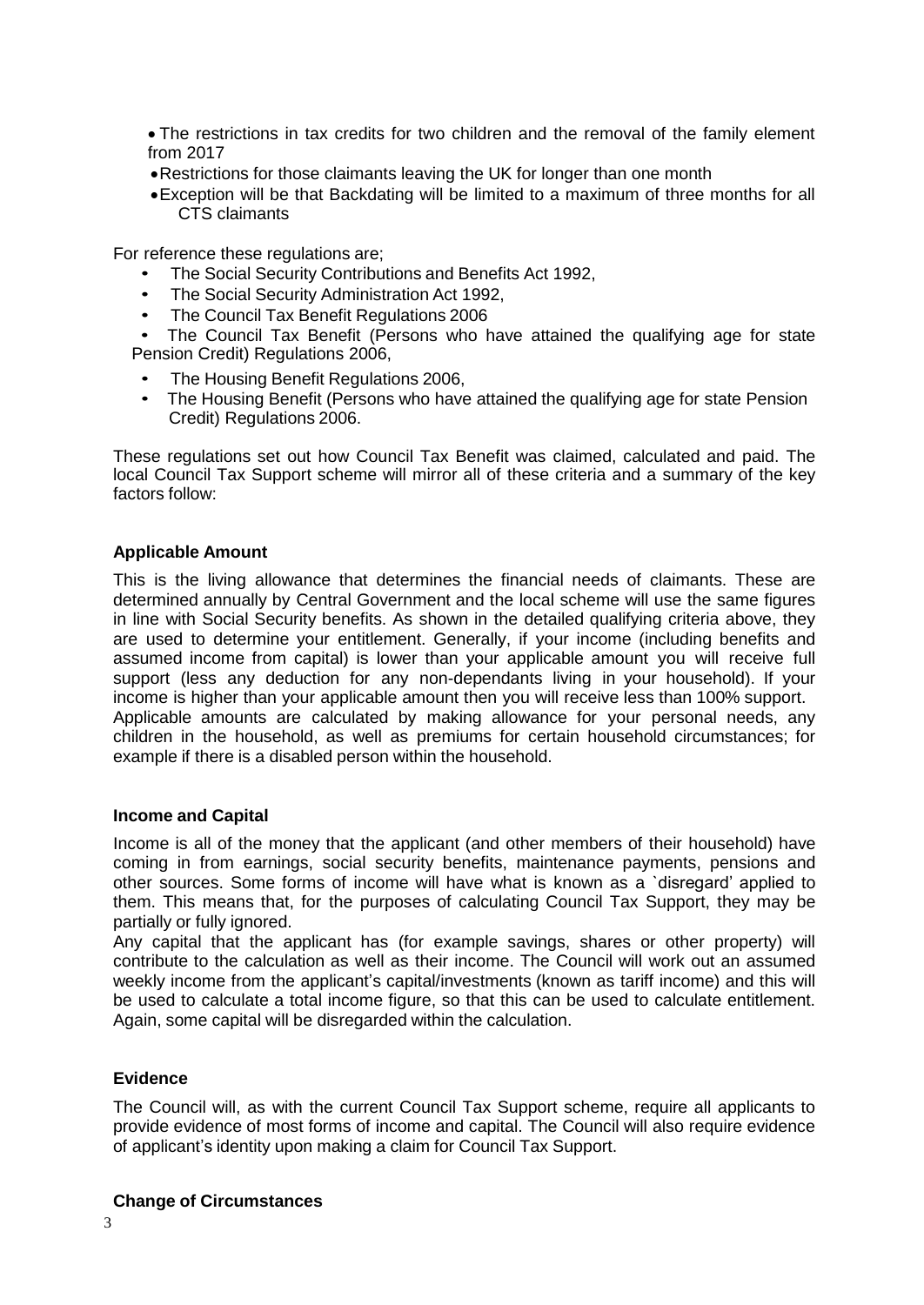- The restrictions in tax credits for two children and the removal of the family element from 2017
- Restrictions for those claimants leaving the UK for longer than one month
- Exception will be that Backdating will be limited to a maximum of three months for all CTS claimants

For reference these regulations are;

- The Social Security Contributions and Benefits Act 1992,
- The Social Security Administration Act 1992,
- The Council Tax Benefit Regulations 2006
- The Council Tax Benefit (Persons who have attained the qualifying age for state Pension Credit) Regulations 2006,
- The Housing Benefit Regulations 2006,
- The Housing Benefit (Persons who have attained the qualifying age for state Pension Credit) Regulations 2006.

These regulations set out how Council Tax Benefit was claimed, calculated and paid. The local Council Tax Support scheme will mirror all of these criteria and a summary of the key factors follow:

**Applicable Amount**

This is the living allowance that determines the financial needs of claimants. These are determined annually by Central Government and the local scheme will use the same figures in line with Social Security benefits. As shown in the detailed qualifying criteria above, they are used to determine your entitlement. Generally, if your income (including benefits and assumed income from capital) is lower than your applicable amount you will receive full support (less any deduction for any non-dependants living in your household). If your income is higher than your applicable amount then you will receive less than 100% support.
Applicable amounts are calculated by making allowance for your personal needs, any children in the household, as well as premiums for certain household circumstances; for example if there is a disabled person within the household.

**Income and Capital**

Income is all of the money that the applicant (and other members of their household) have coming in from earnings, social security benefits, maintenance payments, pensions and other sources. Some forms of income will have what is known as a `disregard' applied to them. This means that, for the purposes of calculating Council Tax Support, they may be partially or fully ignored.
Any capital that the applicant has (for example savings, shares or other property) will contribute to the calculation as well as their income. The Council will work out an assumed weekly income from the applicant's capital/investments (known as tariff income) and this will be used to calculate a total income figure, so that this can be used to calculate entitlement. Again, some capital will be disregarded within the calculation.

**Evidence**

The Council will, as with the current Council Tax Support scheme, require all applicants to provide evidence of most forms of income and capital. The Council will also require evidence of applicant's identity upon making a claim for Council Tax Support.

**Change of Circumstances**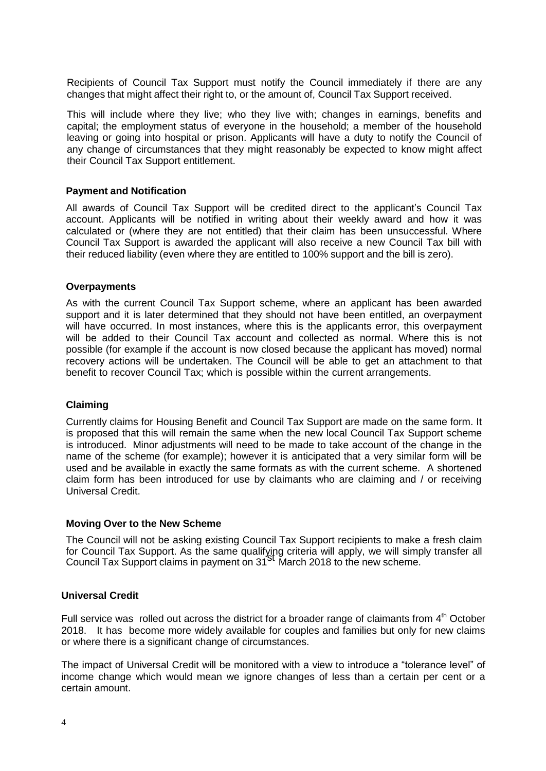Recipients of Council Tax Support must notify the Council immediately if there are any changes that might affect their right to, or the amount of, Council Tax Support received.

This will include where they live; who they live with; changes in earnings, benefits and capital; the employment status of everyone in the household; a member of the household leaving or going into hospital or prison. Applicants will have a duty to notify the Council of any change of circumstances that they might reasonably be expected to know might affect their Council Tax Support entitlement.

### Payment and Notification

All awards of Council Tax Support will be credited direct to the applicant's Council Tax account. Applicants will be notified in writing about their weekly award and how it was calculated or (where they are not entitled) that their claim has been unsuccessful. Where Council Tax Support is awarded the applicant will also receive a new Council Tax bill with their reduced liability (even where they are entitled to 100% support and the bill is zero).

### Overpayments

As with the current Council Tax Support scheme, where an applicant has been awarded support and it is later determined that they should not have been entitled, an overpayment will have occurred. In most instances, where this is the applicants error, this overpayment will be added to their Council Tax account and collected as normal. Where this is not possible (for example if the account is now closed because the applicant has moved) normal recovery actions will be undertaken. The Council will be able to get an attachment to that benefit to recover Council Tax; which is possible within the current arrangements.

### Claiming

Currently claims for Housing Benefit and Council Tax Support are made on the same form. It is proposed that this will remain the same when the new local Council Tax Support scheme is introduced. Minor adjustments will need to be made to take account of the change in the name of the scheme (for example); however it is anticipated that a very similar form will be used and be available in exactly the same formats as with the current scheme. A shortened claim form has been introduced for use by claimants who are claiming and / or receiving Universal Credit.

### Moving Over to the New Scheme

The Council will not be asking existing Council Tax Support recipients to make a fresh claim for Council Tax Support. As the same qualifying criteria will apply, we will simply transfer all Council Tax Support claims in payment on 31st March 2018 to the new scheme.

### Universal Credit

Full service was rolled out across the district for a broader range of claimants from 4th October 2018. It has become more widely available for couples and families but only for new claims or where there is a significant change of circumstances.

The impact of Universal Credit will be monitored with a view to introduce a "tolerance level" of income change which would mean we ignore changes of less than a certain per cent or a certain amount.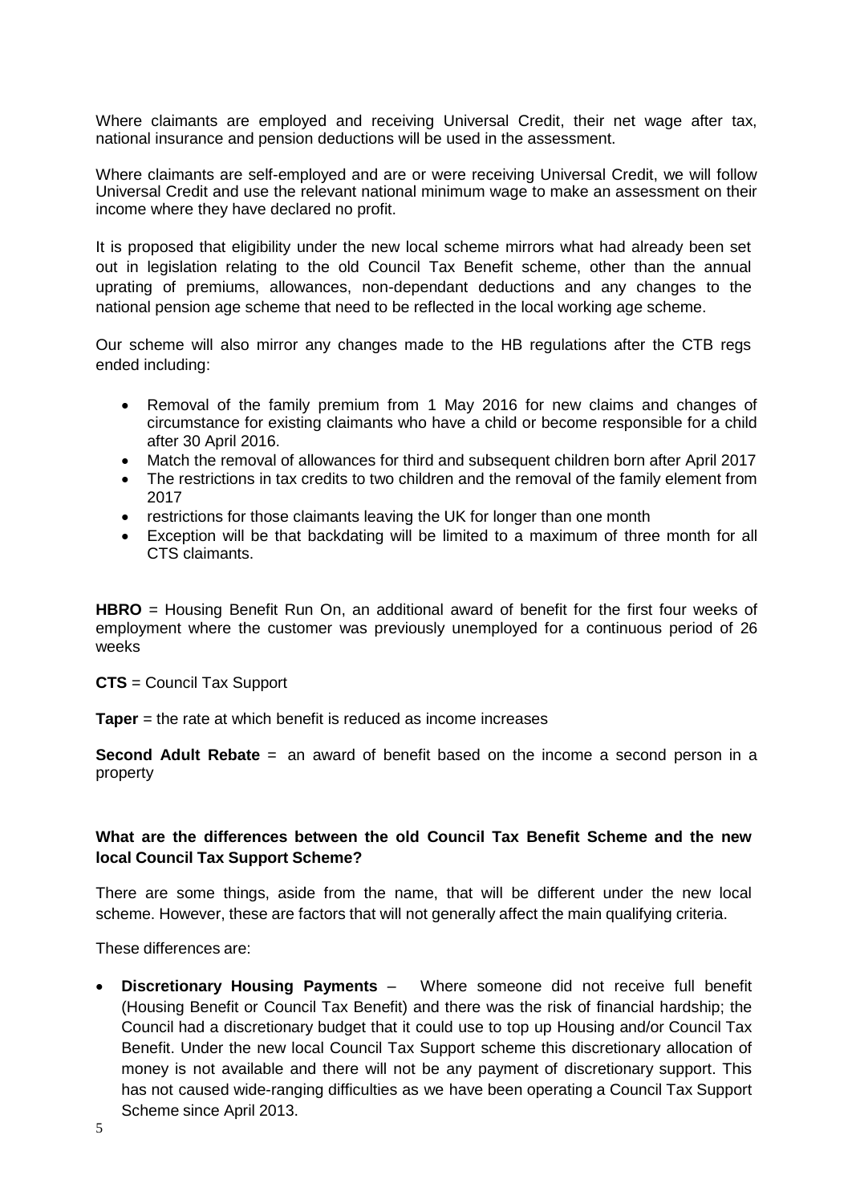Where claimants are employed and receiving Universal Credit, their net wage after tax, national insurance and pension deductions will be used in the assessment.

Where claimants are self-employed and are or were receiving Universal Credit, we will follow Universal Credit and use the relevant national minimum wage to make an assessment on their income where they have declared no profit.

It is proposed that eligibility under the new local scheme mirrors what had already been set out in legislation relating to the old Council Tax Benefit scheme, other than the annual uprating of premiums, allowances, non-dependant deductions and any changes to the national pension age scheme that need to be reflected in the local working age scheme.

Our scheme will also mirror any changes made to the HB regulations after the CTB regs ended including:

- Removal of the family premium from 1 May 2016 for new claims and changes of circumstance for existing claimants who have a child or become responsible for a child after 30 April 2016.
- Match the removal of allowances for third and subsequent children born after April 2017
- The restrictions in tax credits to two children and the removal of the family element from 2017
- restrictions for those claimants leaving the UK for longer than one month
- Exception will be that backdating will be limited to a maximum of three month for all CTS claimants.

**HBRO** = Housing Benefit Run On, an additional award of benefit for the first four weeks of employment where the customer was previously unemployed for a continuous period of 26 weeks

**CTS** = Council Tax Support

**Taper** = the rate at which benefit is reduced as income increases

**Second Adult Rebate** = an award of benefit based on the income a second person in a property

**What are the differences between the old Council Tax Benefit Scheme and the new local Council Tax Support Scheme?**

There are some things, aside from the name, that will be different under the new local scheme. However, these are factors that will not generally affect the main qualifying criteria.

These differences are:

- **Discretionary Housing Payments** – Where someone did not receive full benefit (Housing Benefit or Council Tax Benefit) and there was the risk of financial hardship; the Council had a discretionary budget that it could use to top up Housing and/or Council Tax Benefit. Under the new local Council Tax Support scheme this discretionary allocation of money is not available and there will not be any payment of discretionary support. This has not caused wide-ranging difficulties as we have been operating a Council Tax Support Scheme since April 2013.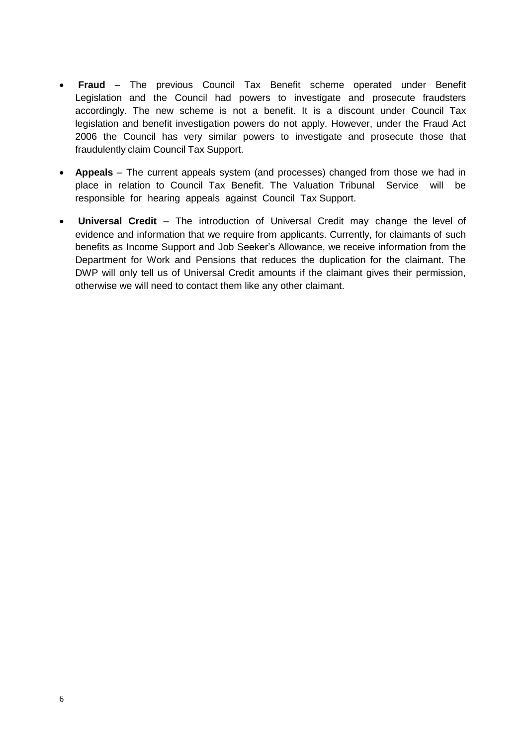- **Fraud** – The previous Council Tax Benefit scheme operated under Benefit Legislation and the Council had powers to investigate and prosecute fraudsters accordingly. The new scheme is not a benefit. It is a discount under Council Tax legislation and benefit investigation powers do not apply. However, under the Fraud Act 2006 the Council has very similar powers to investigate and prosecute those that fraudulently claim Council Tax Support.

- **Appeals** – The current appeals system (and processes) changed from those we had in place in relation to Council Tax Benefit. The Valuation Tribunal Service will be responsible for hearing appeals against Council Tax Support.

- **Universal Credit** – The introduction of Universal Credit may change the level of evidence and information that we require from applicants. Currently, for claimants of such benefits as Income Support and Job Seeker's Allowance, we receive information from the Department for Work and Pensions that reduces the duplication for the claimant. The DWP will only tell us of Universal Credit amounts if the claimant gives their permission, otherwise we will need to contact them like any other claimant.